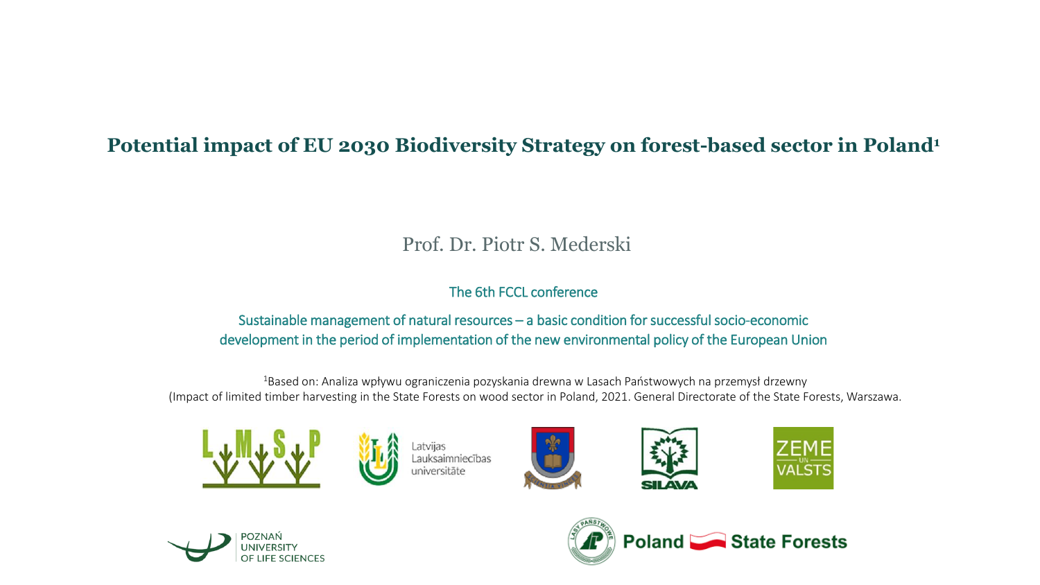# Potential impact of EU 2030 Biodiversity Strategy on forest-based sector in Poland[1]

Prof. Dr. Piotr S. Mederski

The 6th FCCL conference

Sustainable management of natural resources – a basic condition for successful socio-economic development in the period of implementation of the new environmental policy of the European Union

[1]Based on: Analiza wpływu ograniczenia pozyskania drewna w Lasach Państwowych na przemysł drzewny (Impact of limited timber harvesting in the State Forests on wood sector in Poland, 2021. General Directorate of the State Forests, Warszawa.

LMSP

Latvijas Lauksaimniecības universitāte

SILAVA

ZEME UN VALSTS

POZNAŃ UNIVERSITY OF LIFE SCIENCES

Poland State Forests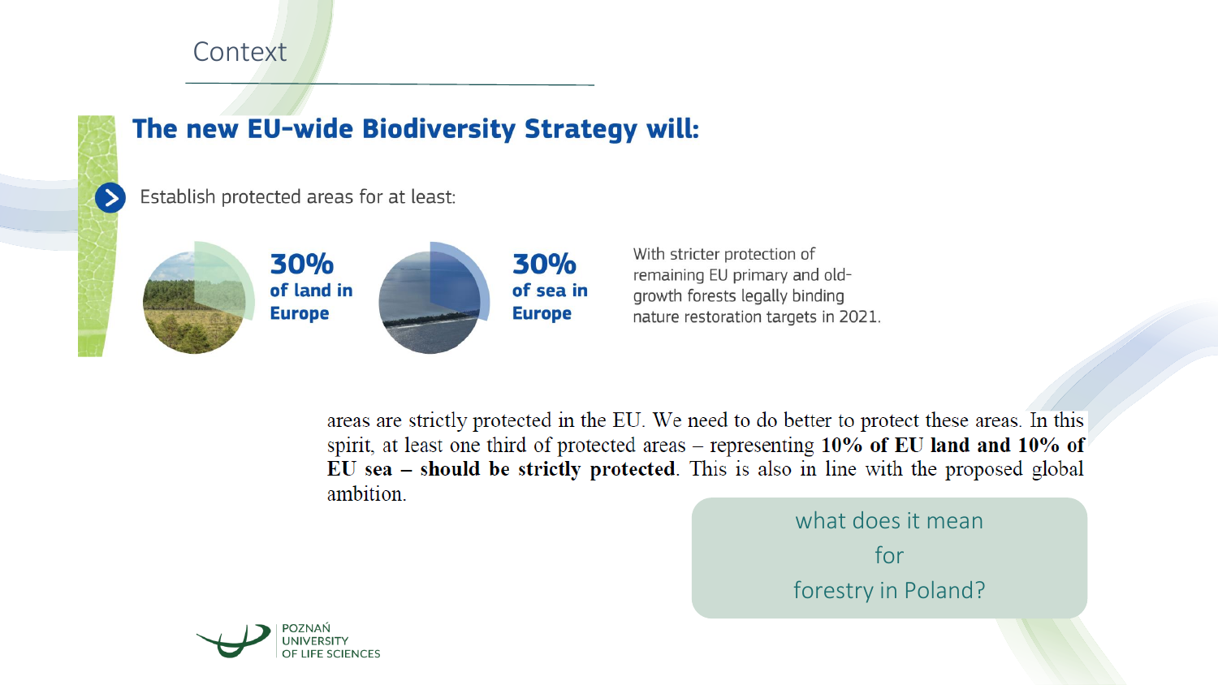# Context

## The new EU-wide Biodiversity Strategy will:

Establish protected areas for at least:

**30%** **of land in Europe**

**30%** **of sea in Europe**

With stricter protection of remaining EU primary and old-growth forests legally binding nature restoration targets in 2021.

areas are strictly protected in the EU. We need to do better to protect these areas. In this spirit, at least one third of protected areas – representing **10% of EU land and 10% of EU sea – should be strictly protected**. This is also in line with the proposed global ambition.

what does it mean for forestry in Poland?

POZNAŃ UNIVERSITY OF LIFE SCIENCES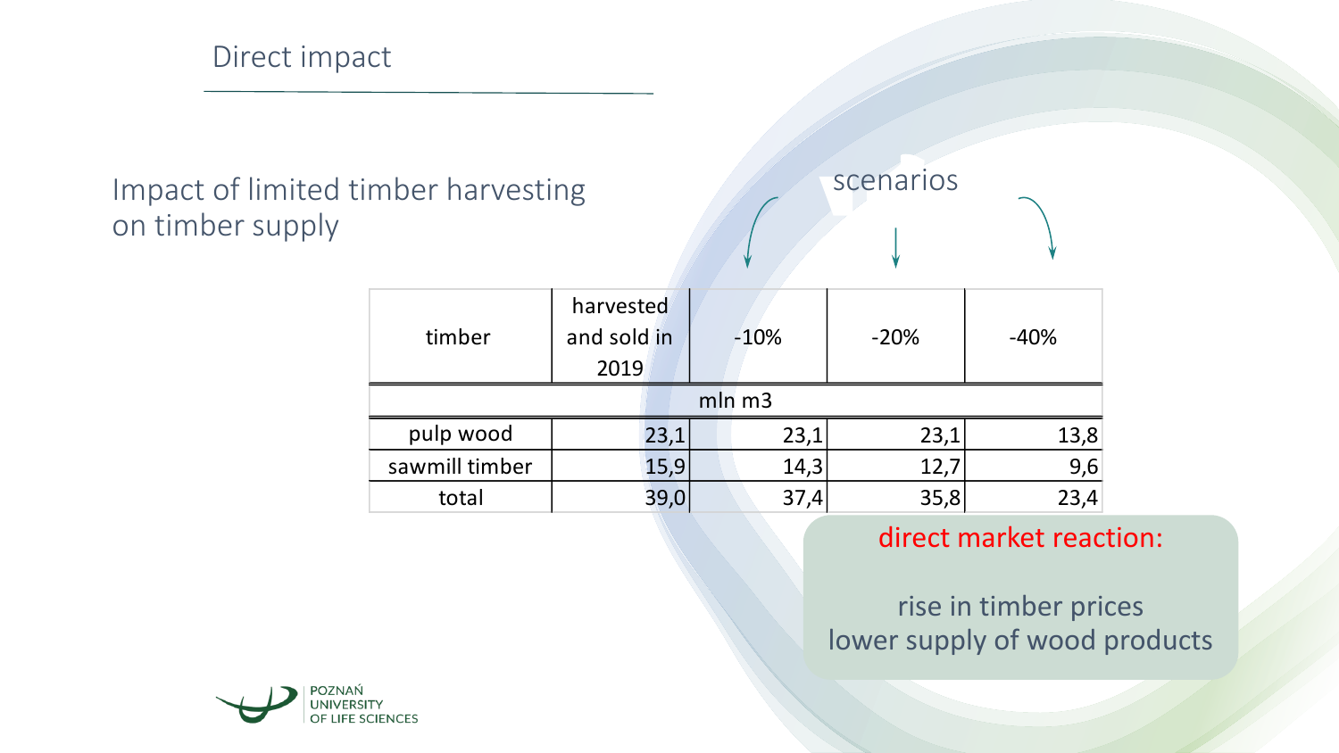## Direct impact

### Impact of limited timber harvesting on timber supply

scenarios

| timber | harvested and sold in 2019 | -10% | -20% | -40% |
|---|---|---|---|---|
| | mln m3 | | | |
| pulp wood | 23,1 | 23,1 | 23,1 | 13,8 |
| sawmill timber | 15,9 | 14,3 | 12,7 | 9,6 |
| total | 39,0 | 37,4 | 35,8 | 23,4 |

**direct market reaction:**

rise in timber prices
lower supply of wood products

POZNAŃ UNIVERSITY OF LIFE SCIENCES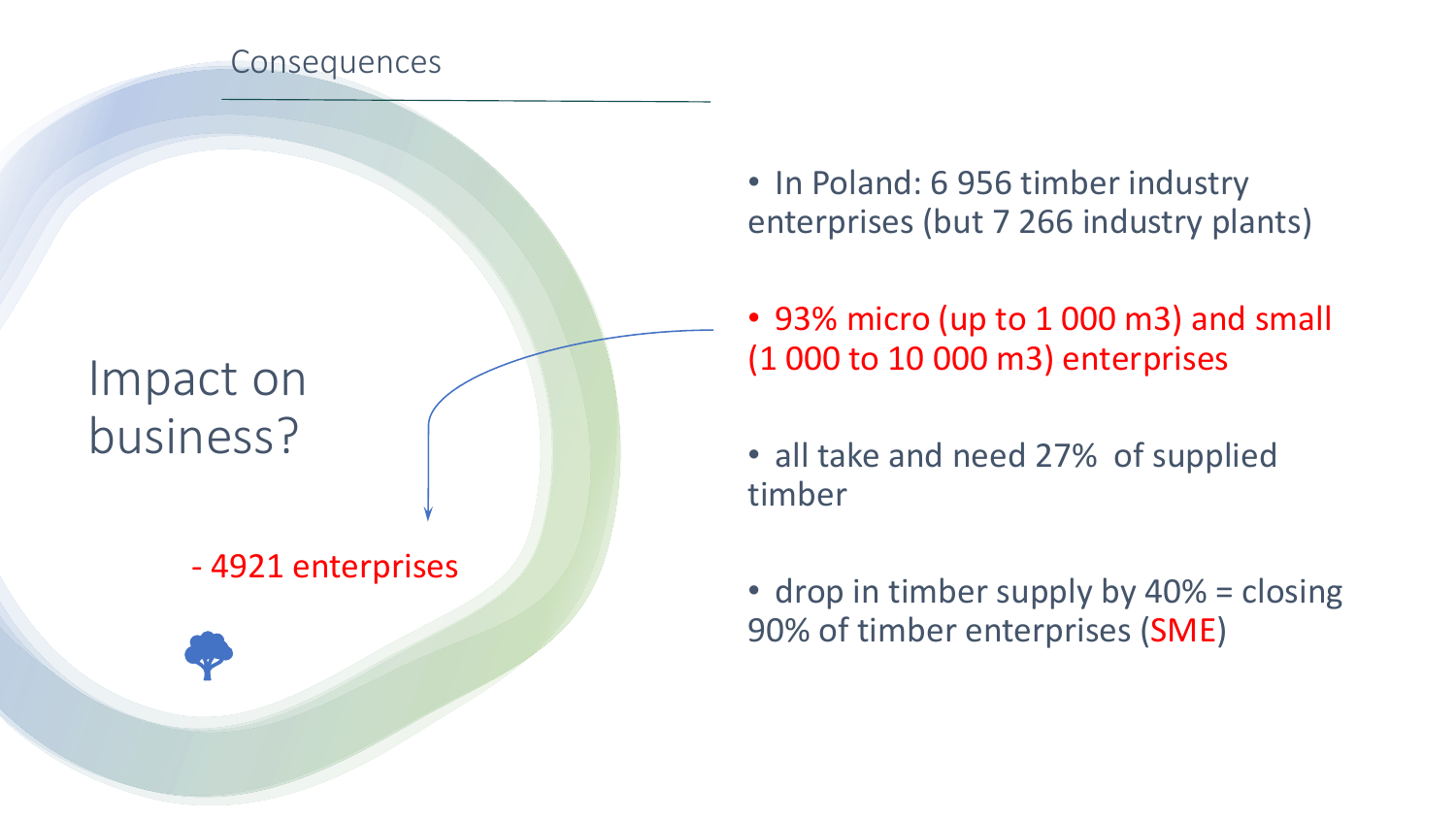Consequences

# Impact on business?

- 4921 enterprises

- In Poland: 6 956 timber industry enterprises (but 7 266 industry plants)
- 93% micro (up to 1 000 m3) and small (1 000 to 10 000 m3) enterprises
- all take and need 27% of supplied timber
- drop in timber supply by 40% = closing 90% of timber enterprises (SME)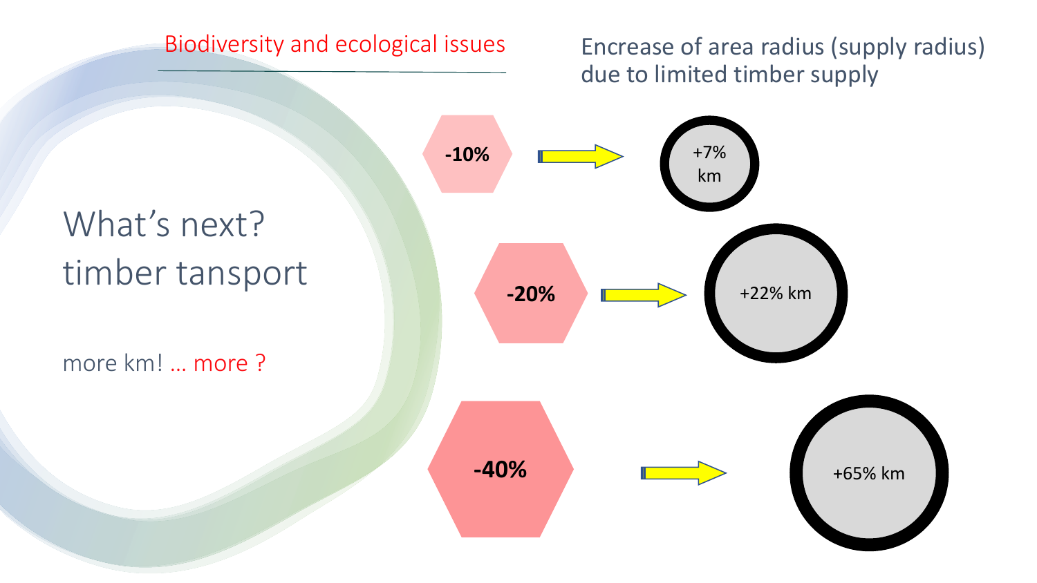Biodiversity and ecological issues

Encrease of area radius (supply radius) due to limited timber supply

# What's next? timber tansport

more km! … more ?

| Timber supply | Supply radius |
| --- | --- |
| **-10%** | +7% km |
| **-20%** | +22% km |
| **-40%** | +65% km |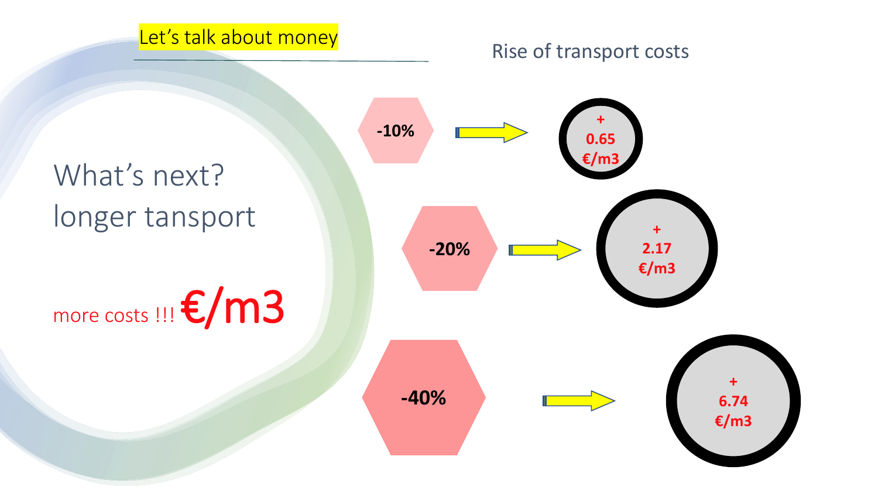Let’s talk about money

## Rise of transport costs

What’s next?
longer tansport

more costs !!! €/m3

| Reduction | Rise of transport costs |
| --- | --- |
| -10% | + 0.65 €/m3 |
| -20% | + 2.17 €/m3 |
| -40% | + 6.74 €/m3 |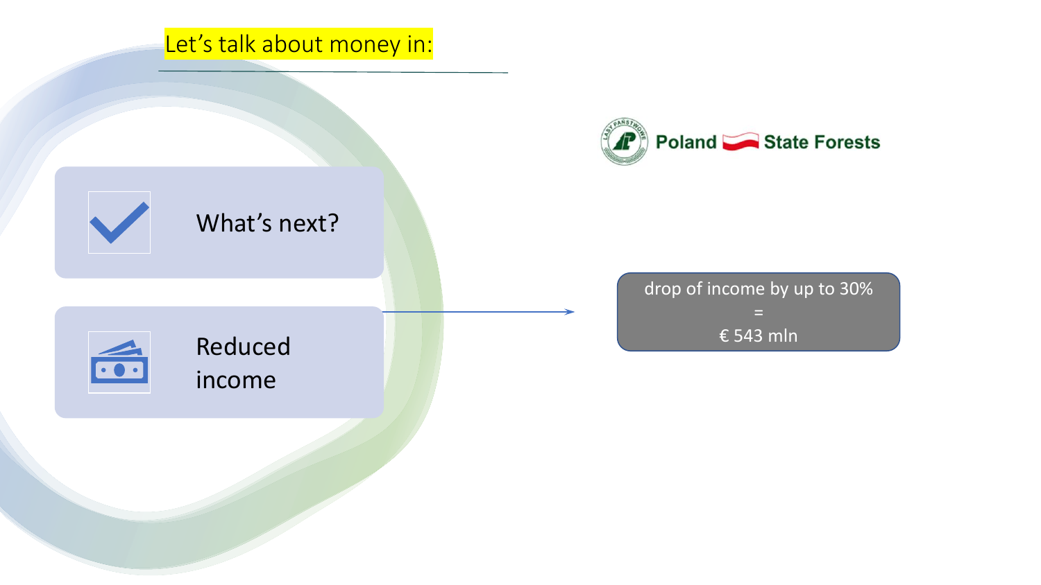# Let’s talk about money in:

Poland State Forests

- What’s next?
- Reduced income

drop of income by up to 30%
=
€ 543 mln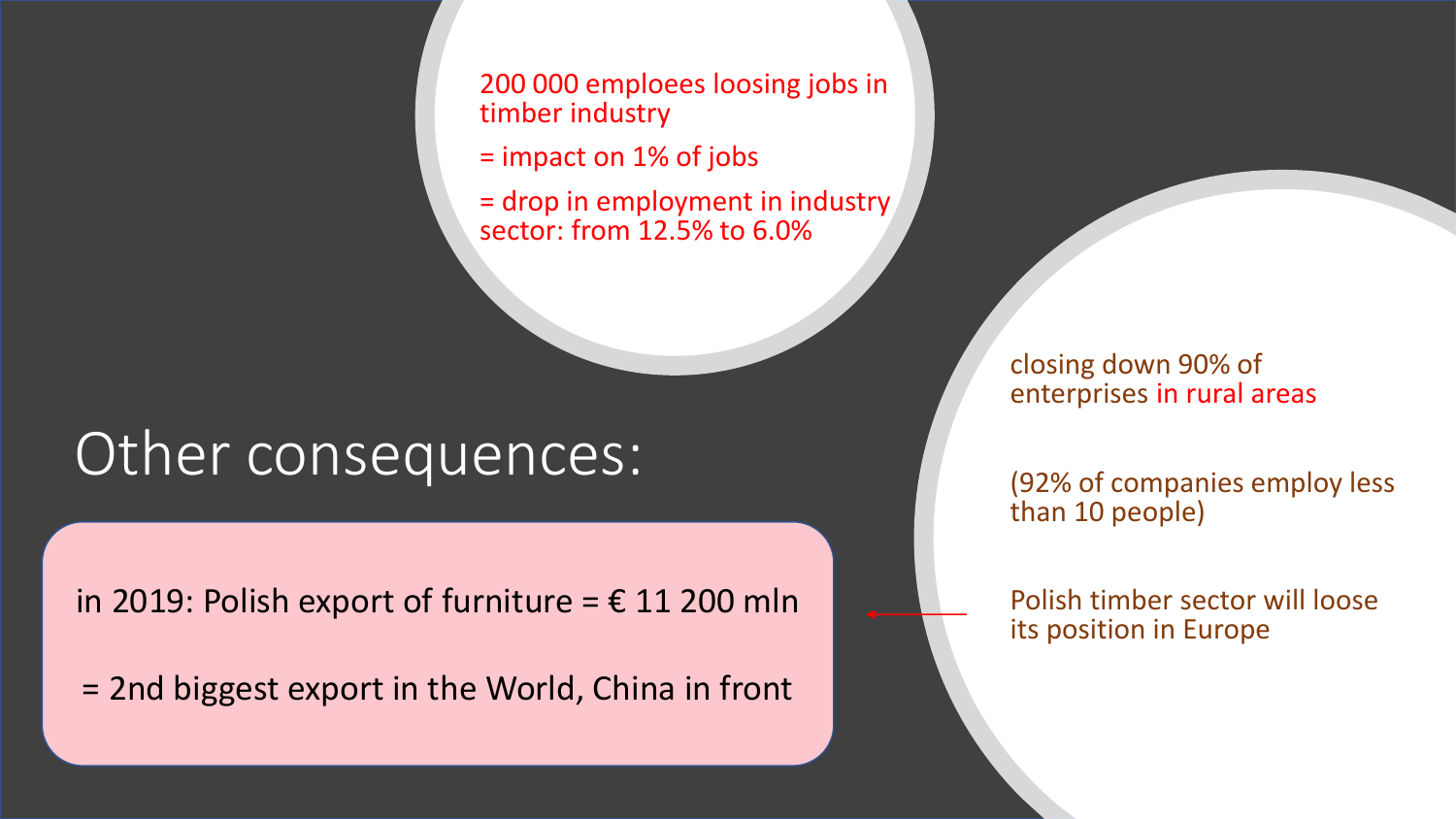200 000 emploees loosing jobs in timber industry

= impact on 1% of jobs

= drop in employment in industry sector: from 12.5% to 6.0%

# Other consequences:

in 2019: Polish export of furniture = € 11 200 mln

= 2nd biggest export in the World, China in front

closing down 90% of enterprises in rural areas

(92% of companies employ less than 10 people)

Polish timber sector will loose its position in Europe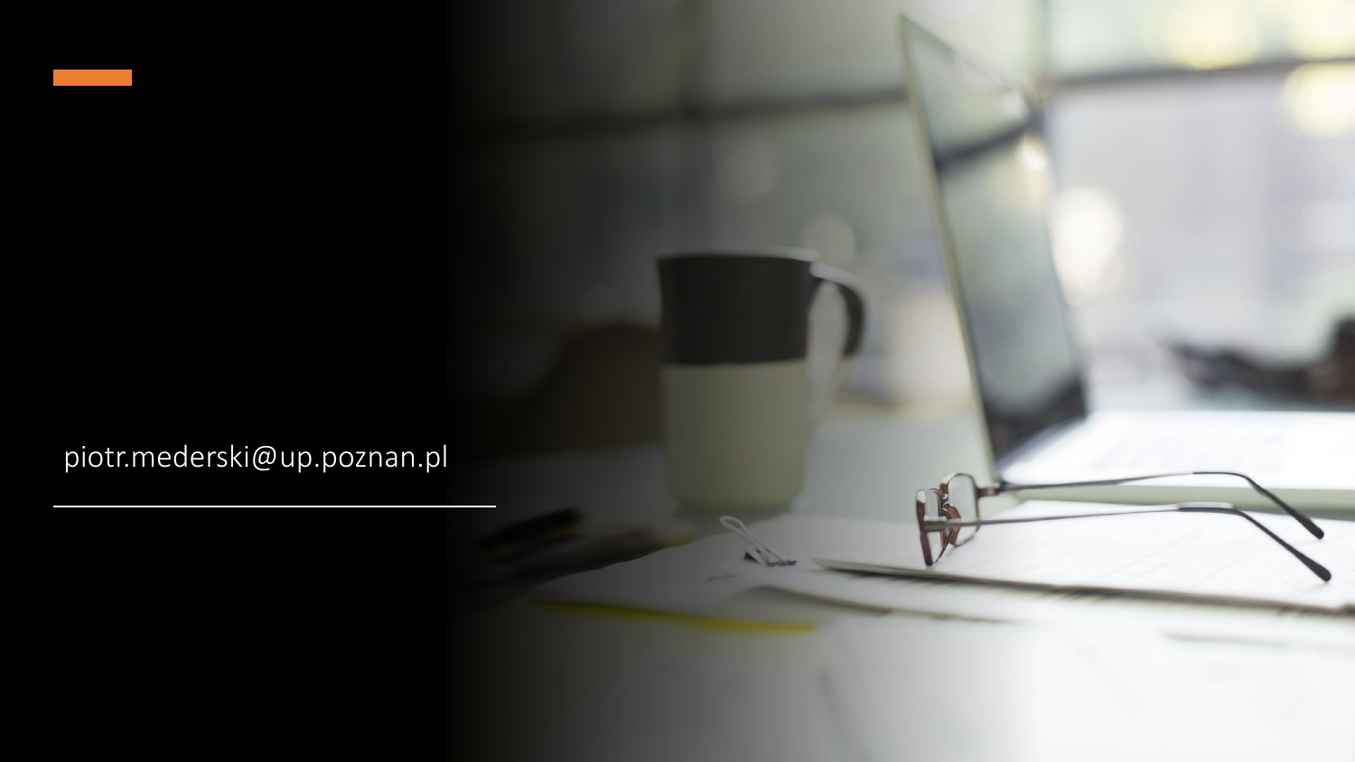piotr.mederski@up.poznan.pl